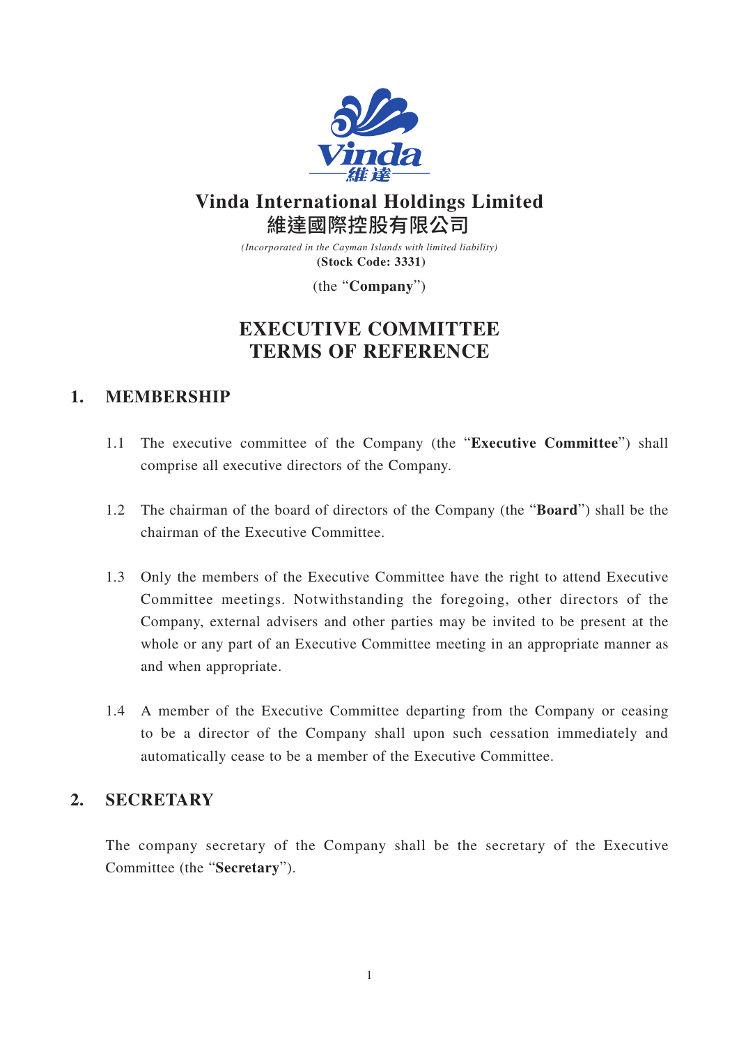# Vinda International Holdings Limited
# 維達國際控股有限公司

*(Incorporated in the Cayman Islands with limited liability)*

**(Stock Code: 3331)**

(the "**Company**")

## EXECUTIVE COMMITTEE TERMS OF REFERENCE

### 1. MEMBERSHIP

1.1 The executive committee of the Company (the "**Executive Committee**") shall comprise all executive directors of the Company.

1.2 The chairman of the board of directors of the Company (the "**Board**") shall be the chairman of the Executive Committee.

1.3 Only the members of the Executive Committee have the right to attend Executive Committee meetings. Notwithstanding the foregoing, other directors of the Company, external advisers and other parties may be invited to be present at the whole or any part of an Executive Committee meeting in an appropriate manner as and when appropriate.

1.4 A member of the Executive Committee departing from the Company or ceasing to be a director of the Company shall upon such cessation immediately and automatically cease to be a member of the Executive Committee.

### 2. SECRETARY

The company secretary of the Company shall be the secretary of the Executive Committee (the "**Secretary**").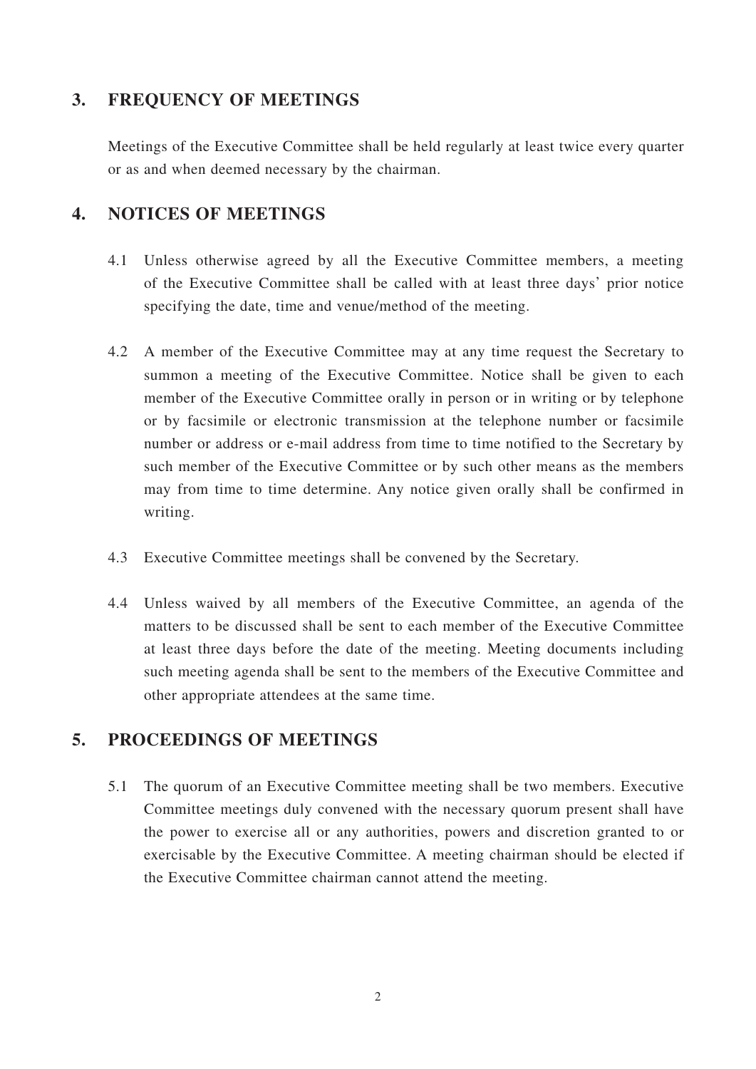## 3. FREQUENCY OF MEETINGS

Meetings of the Executive Committee shall be held regularly at least twice every quarter or as and when deemed necessary by the chairman.

## 4. NOTICES OF MEETINGS

4.1 Unless otherwise agreed by all the Executive Committee members, a meeting of the Executive Committee shall be called with at least three days' prior notice specifying the date, time and venue/method of the meeting.

4.2 A member of the Executive Committee may at any time request the Secretary to summon a meeting of the Executive Committee. Notice shall be given to each member of the Executive Committee orally in person or in writing or by telephone or by facsimile or electronic transmission at the telephone number or facsimile number or address or e-mail address from time to time notified to the Secretary by such member of the Executive Committee or by such other means as the members may from time to time determine. Any notice given orally shall be confirmed in writing.

4.3 Executive Committee meetings shall be convened by the Secretary.

4.4 Unless waived by all members of the Executive Committee, an agenda of the matters to be discussed shall be sent to each member of the Executive Committee at least three days before the date of the meeting. Meeting documents including such meeting agenda shall be sent to the members of the Executive Committee and other appropriate attendees at the same time.

## 5. PROCEEDINGS OF MEETINGS

5.1 The quorum of an Executive Committee meeting shall be two members. Executive Committee meetings duly convened with the necessary quorum present shall have the power to exercise all or any authorities, powers and discretion granted to or exercisable by the Executive Committee. A meeting chairman should be elected if the Executive Committee chairman cannot attend the meeting.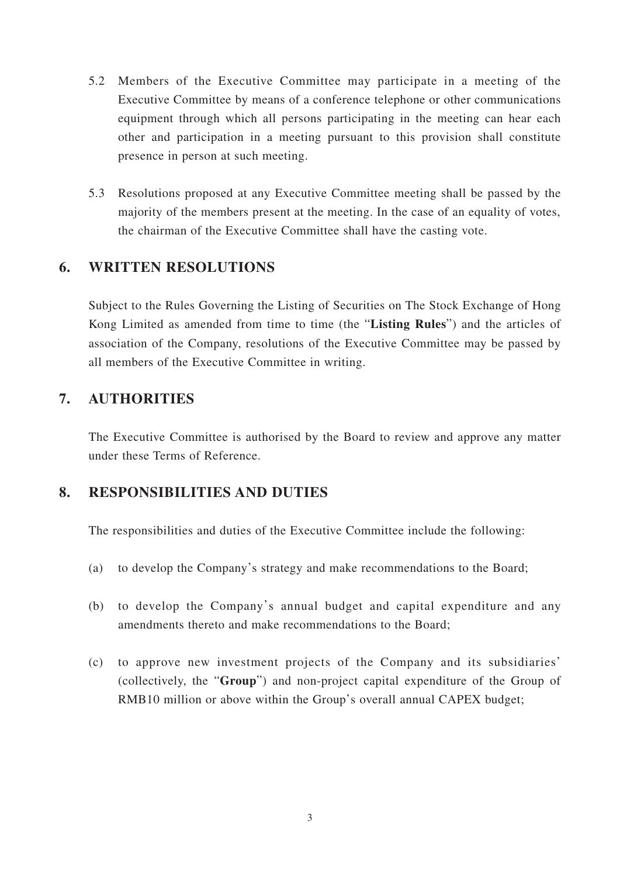5.2 Members of the Executive Committee may participate in a meeting of the Executive Committee by means of a conference telephone or other communications equipment through which all persons participating in the meeting can hear each other and participation in a meeting pursuant to this provision shall constitute presence in person at such meeting.

5.3 Resolutions proposed at any Executive Committee meeting shall be passed by the majority of the members present at the meeting. In the case of an equality of votes, the chairman of the Executive Committee shall have the casting vote.

## 6. WRITTEN RESOLUTIONS

Subject to the Rules Governing the Listing of Securities on The Stock Exchange of Hong Kong Limited as amended from time to time (the "**Listing Rules**") and the articles of association of the Company, resolutions of the Executive Committee may be passed by all members of the Executive Committee in writing.

## 7. AUTHORITIES

The Executive Committee is authorised by the Board to review and approve any matter under these Terms of Reference.

## 8. RESPONSIBILITIES AND DUTIES

The responsibilities and duties of the Executive Committee include the following:

(a) to develop the Company's strategy and make recommendations to the Board;

(b) to develop the Company's annual budget and capital expenditure and any amendments thereto and make recommendations to the Board;

(c) to approve new investment projects of the Company and its subsidiaries' (collectively, the "**Group**") and non-project capital expenditure of the Group of RMB10 million or above within the Group's overall annual CAPEX budget;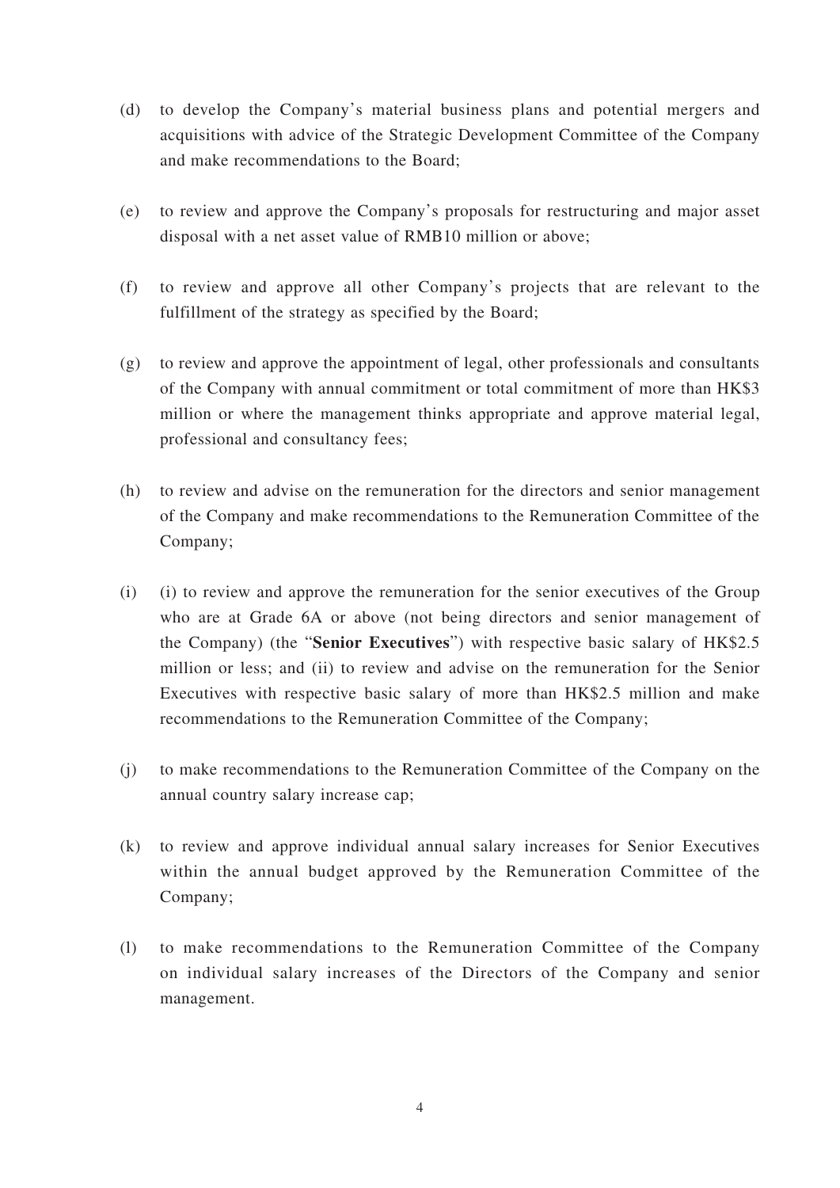(d) to develop the Company's material business plans and potential mergers and acquisitions with advice of the Strategic Development Committee of the Company and make recommendations to the Board;

(e) to review and approve the Company's proposals for restructuring and major asset disposal with a net asset value of RMB10 million or above;

(f) to review and approve all other Company's projects that are relevant to the fulfillment of the strategy as specified by the Board;

(g) to review and approve the appointment of legal, other professionals and consultants of the Company with annual commitment or total commitment of more than HK$3 million or where the management thinks appropriate and approve material legal, professional and consultancy fees;

(h) to review and advise on the remuneration for the directors and senior management of the Company and make recommendations to the Remuneration Committee of the Company;

(i) (i) to review and approve the remuneration for the senior executives of the Group who are at Grade 6A or above (not being directors and senior management of the Company) (the "**Senior Executives**") with respective basic salary of HK$2.5 million or less; and (ii) to review and advise on the remuneration for the Senior Executives with respective basic salary of more than HK$2.5 million and make recommendations to the Remuneration Committee of the Company;

(j) to make recommendations to the Remuneration Committee of the Company on the annual country salary increase cap;

(k) to review and approve individual annual salary increases for Senior Executives within the annual budget approved by the Remuneration Committee of the Company;

(l) to make recommendations to the Remuneration Committee of the Company on individual salary increases of the Directors of the Company and senior management.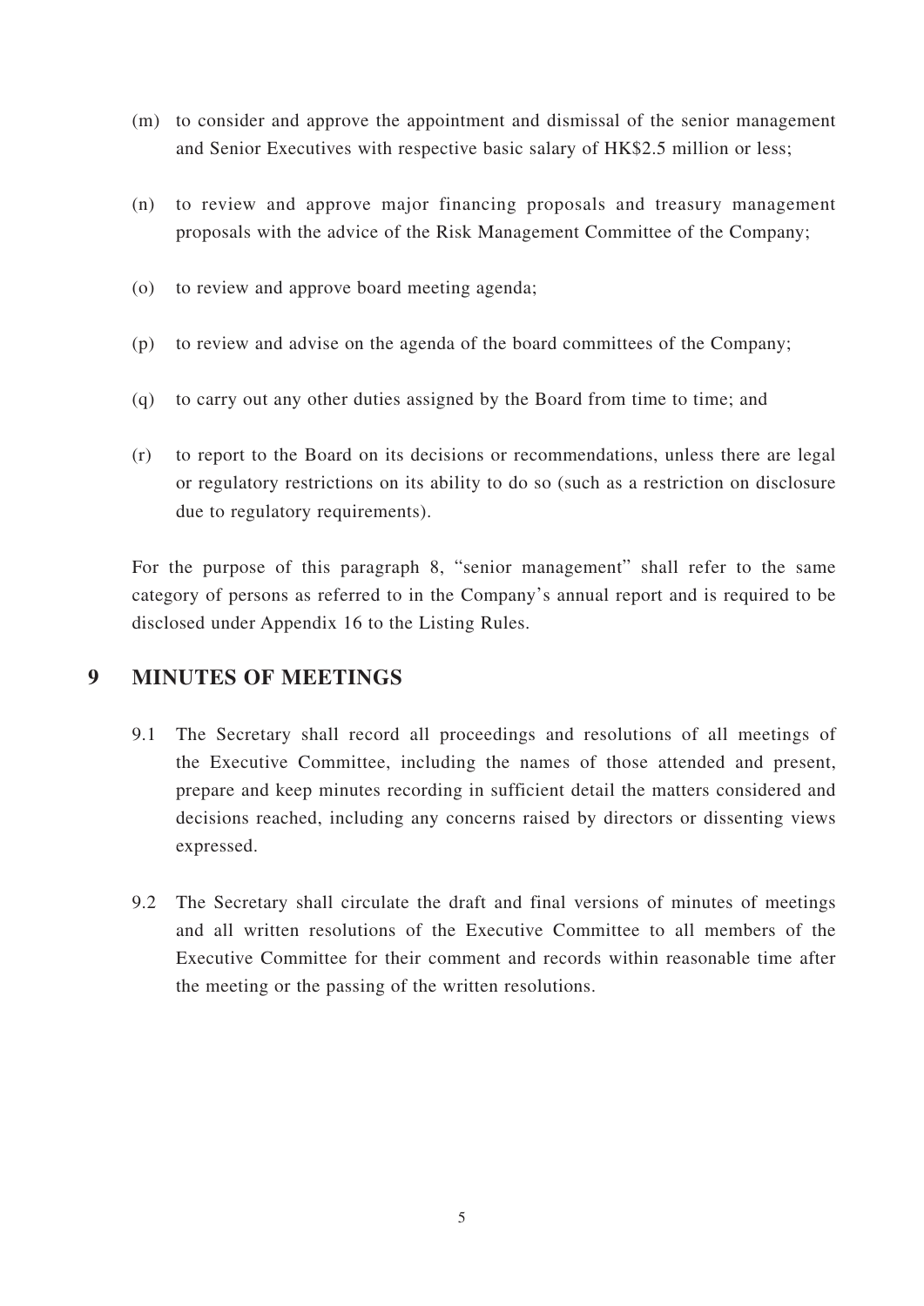(m) to consider and approve the appointment and dismissal of the senior management and Senior Executives with respective basic salary of HK$2.5 million or less;

(n) to review and approve major financing proposals and treasury management proposals with the advice of the Risk Management Committee of the Company;

(o) to review and approve board meeting agenda;

(p) to review and advise on the agenda of the board committees of the Company;

(q) to carry out any other duties assigned by the Board from time to time; and

(r) to report to the Board on its decisions or recommendations, unless there are legal or regulatory restrictions on its ability to do so (such as a restriction on disclosure due to regulatory requirements).

For the purpose of this paragraph 8, "senior management" shall refer to the same category of persons as referred to in the Company's annual report and is required to be disclosed under Appendix 16 to the Listing Rules.

## 9 MINUTES OF MEETINGS

9.1 The Secretary shall record all proceedings and resolutions of all meetings of the Executive Committee, including the names of those attended and present, prepare and keep minutes recording in sufficient detail the matters considered and decisions reached, including any concerns raised by directors or dissenting views expressed.

9.2 The Secretary shall circulate the draft and final versions of minutes of meetings and all written resolutions of the Executive Committee to all members of the Executive Committee for their comment and records within reasonable time after the meeting or the passing of the written resolutions.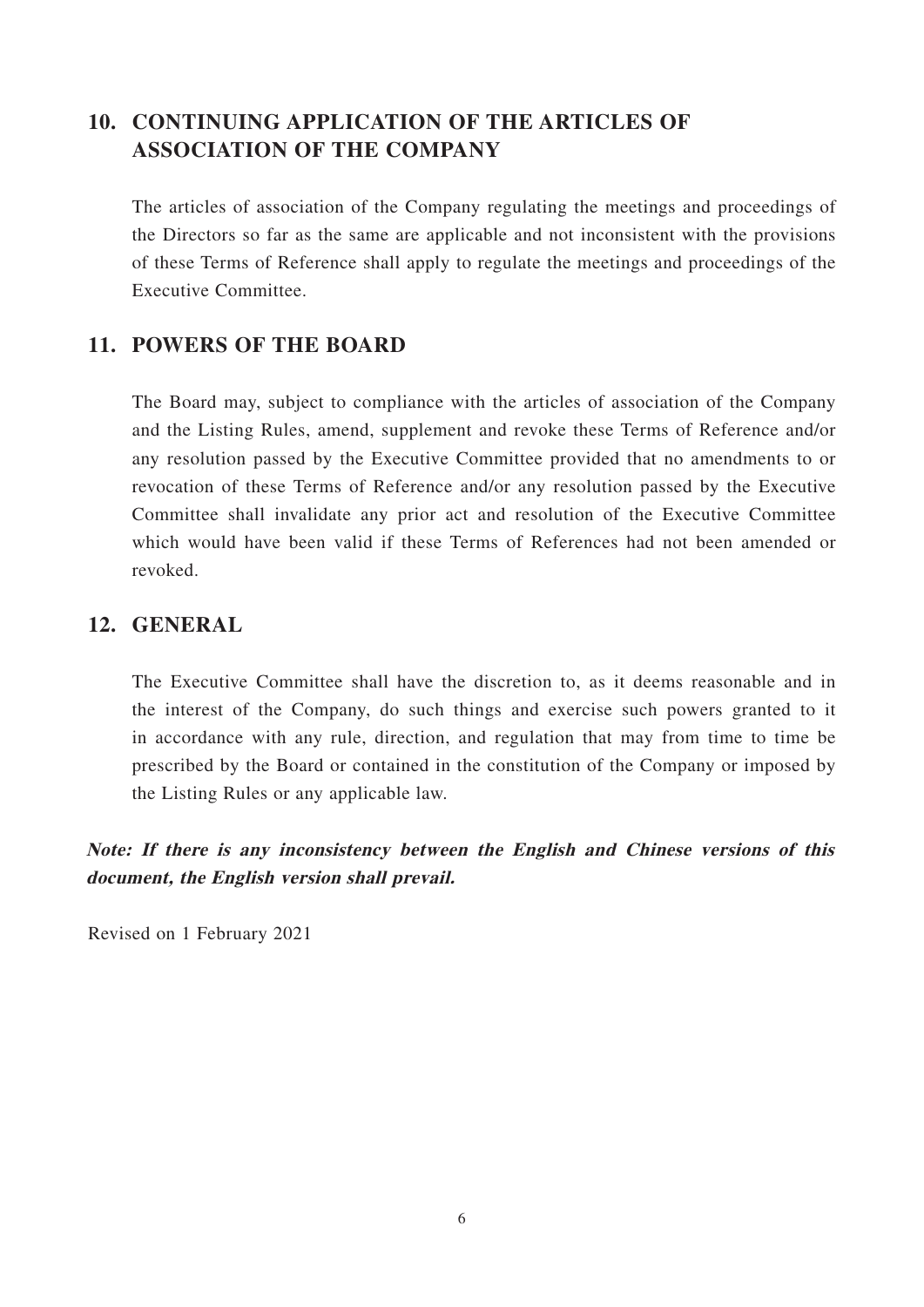## 10. CONTINUING APPLICATION OF THE ARTICLES OF ASSOCIATION OF THE COMPANY

The articles of association of the Company regulating the meetings and proceedings of the Directors so far as the same are applicable and not inconsistent with the provisions of these Terms of Reference shall apply to regulate the meetings and proceedings of the Executive Committee.

## 11. POWERS OF THE BOARD

The Board may, subject to compliance with the articles of association of the Company and the Listing Rules, amend, supplement and revoke these Terms of Reference and/or any resolution passed by the Executive Committee provided that no amendments to or revocation of these Terms of Reference and/or any resolution passed by the Executive Committee shall invalidate any prior act and resolution of the Executive Committee which would have been valid if these Terms of References had not been amended or revoked.

## 12. GENERAL

The Executive Committee shall have the discretion to, as it deems reasonable and in the interest of the Company, do such things and exercise such powers granted to it in accordance with any rule, direction, and regulation that may from time to time be prescribed by the Board or contained in the constitution of the Company or imposed by the Listing Rules or any applicable law.

***Note: If there is any inconsistency between the English and Chinese versions of this document, the English version shall prevail.***

Revised on 1 February 2021